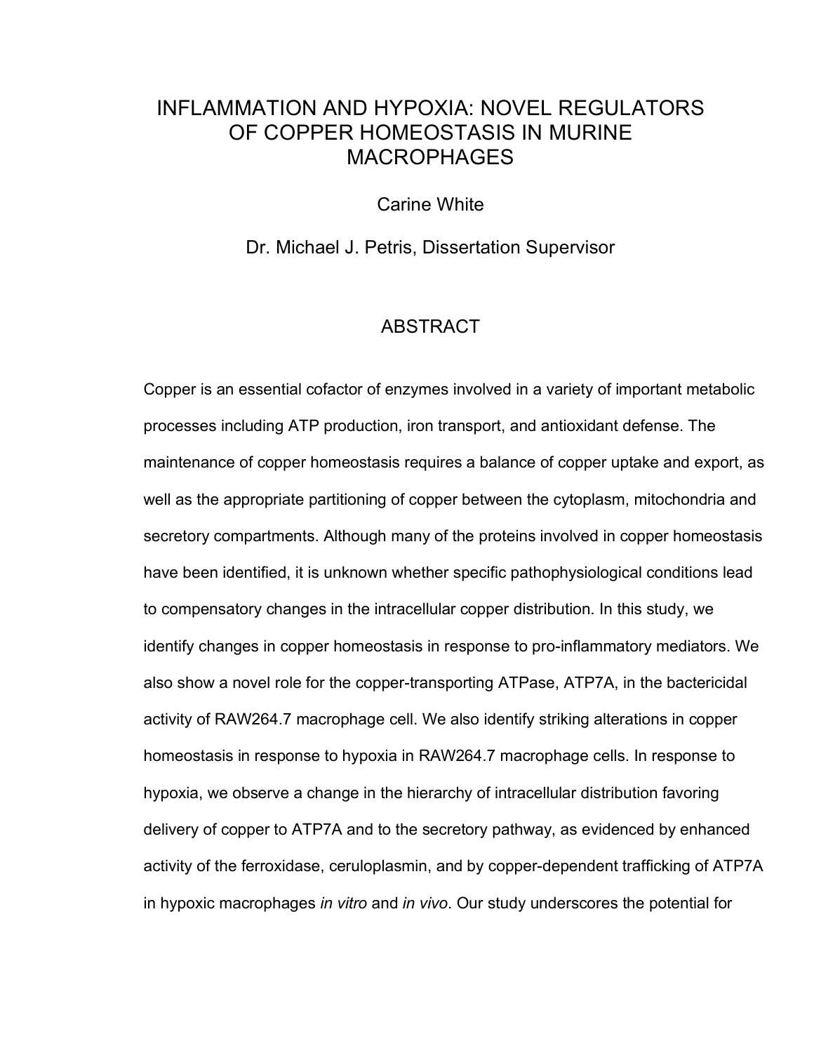# INFLAMMATION AND HYPOXIA: NOVEL REGULATORS OF COPPER HOMEOSTASIS IN MURINE MACROPHAGES

Carine White

Dr. Michael J. Petris, Dissertation Supervisor

## ABSTRACT

Copper is an essential cofactor of enzymes involved in a variety of important metabolic processes including ATP production, iron transport, and antioxidant defense. The maintenance of copper homeostasis requires a balance of copper uptake and export, as well as the appropriate partitioning of copper between the cytoplasm, mitochondria and secretory compartments. Although many of the proteins involved in copper homeostasis have been identified, it is unknown whether specific pathophysiological conditions lead to compensatory changes in the intracellular copper distribution. In this study, we identify changes in copper homeostasis in response to pro-inflammatory mediators. We also show a novel role for the copper-transporting ATPase, ATP7A, in the bactericidal activity of RAW264.7 macrophage cell. We also identify striking alterations in copper homeostasis in response to hypoxia in RAW264.7 macrophage cells. In response to hypoxia, we observe a change in the hierarchy of intracellular distribution favoring delivery of copper to ATP7A and to the secretory pathway, as evidenced by enhanced activity of the ferroxidase, ceruloplasmin, and by copper-dependent trafficking of ATP7A in hypoxic macrophages *in vitro* and *in vivo*. Our study underscores the potential for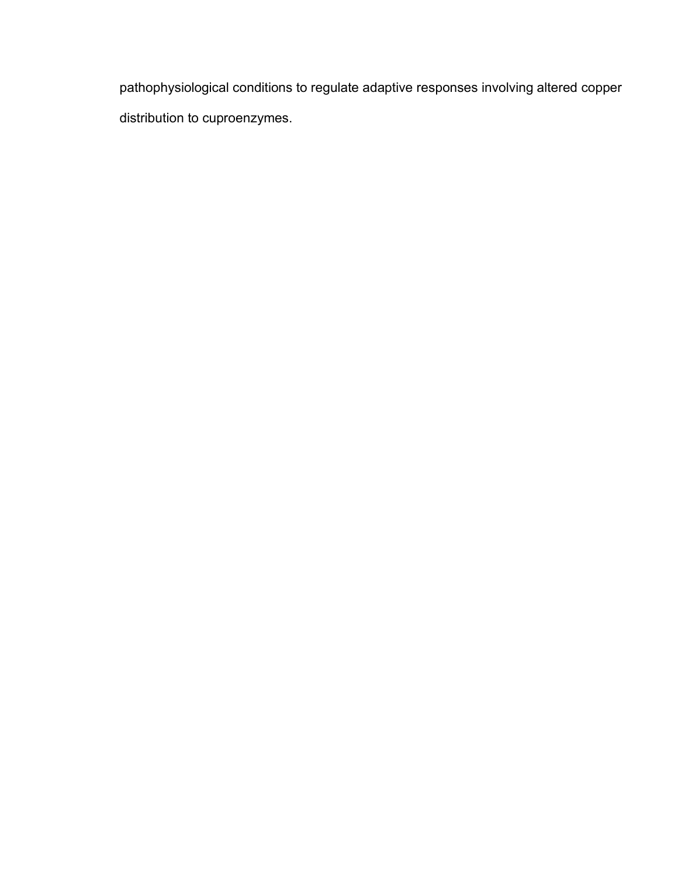pathophysiological conditions to regulate adaptive responses involving altered copper distribution to cuproenzymes.